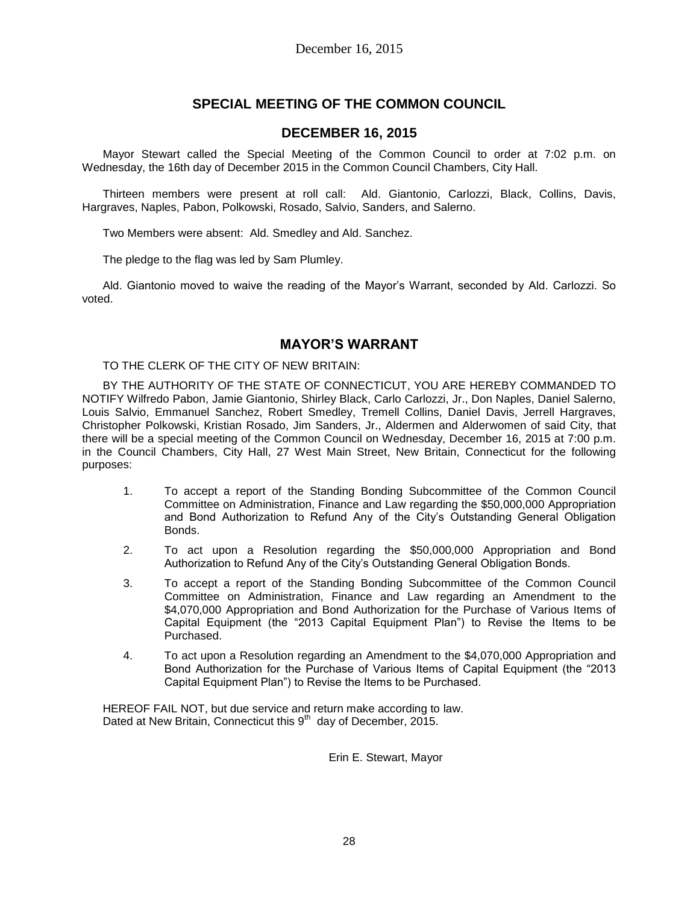## SPECIAL MEETING OF THE COMMON COUNCIL

## DECEMBER 16, 2015

Mayor Stewart called the Special Meeting of the Common Council to order at 7:02 p.m. on Wednesday, the 16th day of December 2015 in the Common Council Chambers, City Hall.

Thirteen members were present at roll call: Ald. Giantonio, Carlozzi, Black, Collins, Davis, Hargraves, Naples, Pabon, Polkowski, Rosado, Salvio, Sanders, and Salerno.

Two Members were absent: Ald. Smedley and Ald. Sanchez.

The pledge to the flag was led by Sam Plumley.

Ald. Giantonio moved to waive the reading of the Mayor's Warrant, seconded by Ald. Carlozzi. So voted.

## MAYOR'S WARRANT

TO THE CLERK OF THE CITY OF NEW BRITAIN:

BY THE AUTHORITY OF THE STATE OF CONNECTICUT, YOU ARE HEREBY COMMANDED TO NOTIFY Wilfredo Pabon, Jamie Giantonio, Shirley Black, Carlo Carlozzi, Jr., Don Naples, Daniel Salerno, Louis Salvio, Emmanuel Sanchez, Robert Smedley, Tremell Collins, Daniel Davis, Jerrell Hargraves, Christopher Polkowski, Kristian Rosado, Jim Sanders, Jr., Aldermen and Alderwomen of said City, that there will be a special meeting of the Common Council on Wednesday, December 16, 2015 at 7:00 p.m. in the Council Chambers, City Hall, 27 West Main Street, New Britain, Connecticut for the following purposes:

1. To accept a report of the Standing Bonding Subcommittee of the Common Council Committee on Administration, Finance and Law regarding the $50,000,000 Appropriation and Bond Authorization to Refund Any of the City's Outstanding General Obligation Bonds.
2. To act upon a Resolution regarding the $50,000,000 Appropriation and Bond Authorization to Refund Any of the City's Outstanding General Obligation Bonds.
3. To accept a report of the Standing Bonding Subcommittee of the Common Council Committee on Administration, Finance and Law regarding an Amendment to the $4,070,000 Appropriation and Bond Authorization for the Purchase of Various Items of Capital Equipment (the "2013 Capital Equipment Plan") to Revise the Items to be Purchased.
4. To act upon a Resolution regarding an Amendment to the $4,070,000 Appropriation and Bond Authorization for the Purchase of Various Items of Capital Equipment (the "2013 Capital Equipment Plan") to Revise the Items to be Purchased.

HEREOF FAIL NOT, but due service and return make according to law.
Dated at New Britain, Connecticut this 9th day of December, 2015.

Erin E. Stewart, Mayor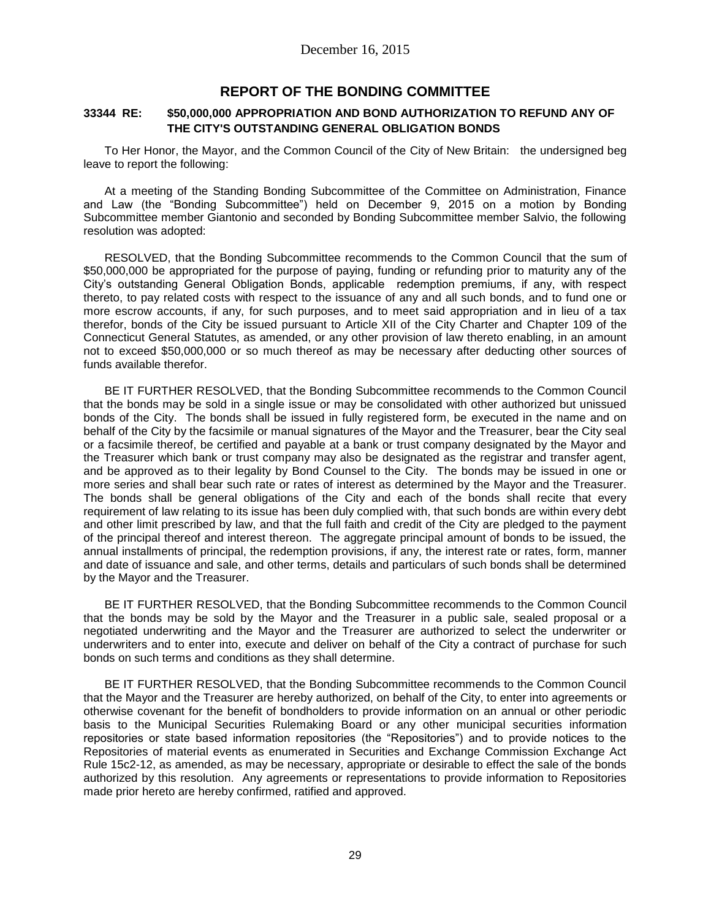December 16, 2015

## REPORT OF THE BONDING COMMITTEE

### 33344 RE: $50,000,000 APPROPRIATION AND BOND AUTHORIZATION TO REFUND ANY OF THE CITY'S OUTSTANDING GENERAL OBLIGATION BONDS

To Her Honor, the Mayor, and the Common Council of the City of New Britain: the undersigned beg leave to report the following:

At a meeting of the Standing Bonding Subcommittee of the Committee on Administration, Finance and Law (the "Bonding Subcommittee") held on December 9, 2015 on a motion by Bonding Subcommittee member Giantonio and seconded by Bonding Subcommittee member Salvio, the following resolution was adopted:

RESOLVED, that the Bonding Subcommittee recommends to the Common Council that the sum of $50,000,000 be appropriated for the purpose of paying, funding or refunding prior to maturity any of the City's outstanding General Obligation Bonds, applicable redemption premiums, if any, with respect thereto, to pay related costs with respect to the issuance of any and all such bonds, and to fund one or more escrow accounts, if any, for such purposes, and to meet said appropriation and in lieu of a tax therefor, bonds of the City be issued pursuant to Article XII of the City Charter and Chapter 109 of the Connecticut General Statutes, as amended, or any other provision of law thereto enabling, in an amount not to exceed $50,000,000 or so much thereof as may be necessary after deducting other sources of funds available therefor.

BE IT FURTHER RESOLVED, that the Bonding Subcommittee recommends to the Common Council that the bonds may be sold in a single issue or may be consolidated with other authorized but unissued bonds of the City. The bonds shall be issued in fully registered form, be executed in the name and on behalf of the City by the facsimile or manual signatures of the Mayor and the Treasurer, bear the City seal or a facsimile thereof, be certified and payable at a bank or trust company designated by the Mayor and the Treasurer which bank or trust company may also be designated as the registrar and transfer agent, and be approved as to their legality by Bond Counsel to the City. The bonds may be issued in one or more series and shall bear such rate or rates of interest as determined by the Mayor and the Treasurer. The bonds shall be general obligations of the City and each of the bonds shall recite that every requirement of law relating to its issue has been duly complied with, that such bonds are within every debt and other limit prescribed by law, and that the full faith and credit of the City are pledged to the payment of the principal thereof and interest thereon. The aggregate principal amount of bonds to be issued, the annual installments of principal, the redemption provisions, if any, the interest rate or rates, form, manner and date of issuance and sale, and other terms, details and particulars of such bonds shall be determined by the Mayor and the Treasurer.

BE IT FURTHER RESOLVED, that the Bonding Subcommittee recommends to the Common Council that the bonds may be sold by the Mayor and the Treasurer in a public sale, sealed proposal or a negotiated underwriting and the Mayor and the Treasurer are authorized to select the underwriter or underwriters and to enter into, execute and deliver on behalf of the City a contract of purchase for such bonds on such terms and conditions as they shall determine.

BE IT FURTHER RESOLVED, that the Bonding Subcommittee recommends to the Common Council that the Mayor and the Treasurer are hereby authorized, on behalf of the City, to enter into agreements or otherwise covenant for the benefit of bondholders to provide information on an annual or other periodic basis to the Municipal Securities Rulemaking Board or any other municipal securities information repositories or state based information repositories (the "Repositories") and to provide notices to the Repositories of material events as enumerated in Securities and Exchange Commission Exchange Act Rule 15c2-12, as amended, as may be necessary, appropriate or desirable to effect the sale of the bonds authorized by this resolution. Any agreements or representations to provide information to Repositories made prior hereto are hereby confirmed, ratified and approved.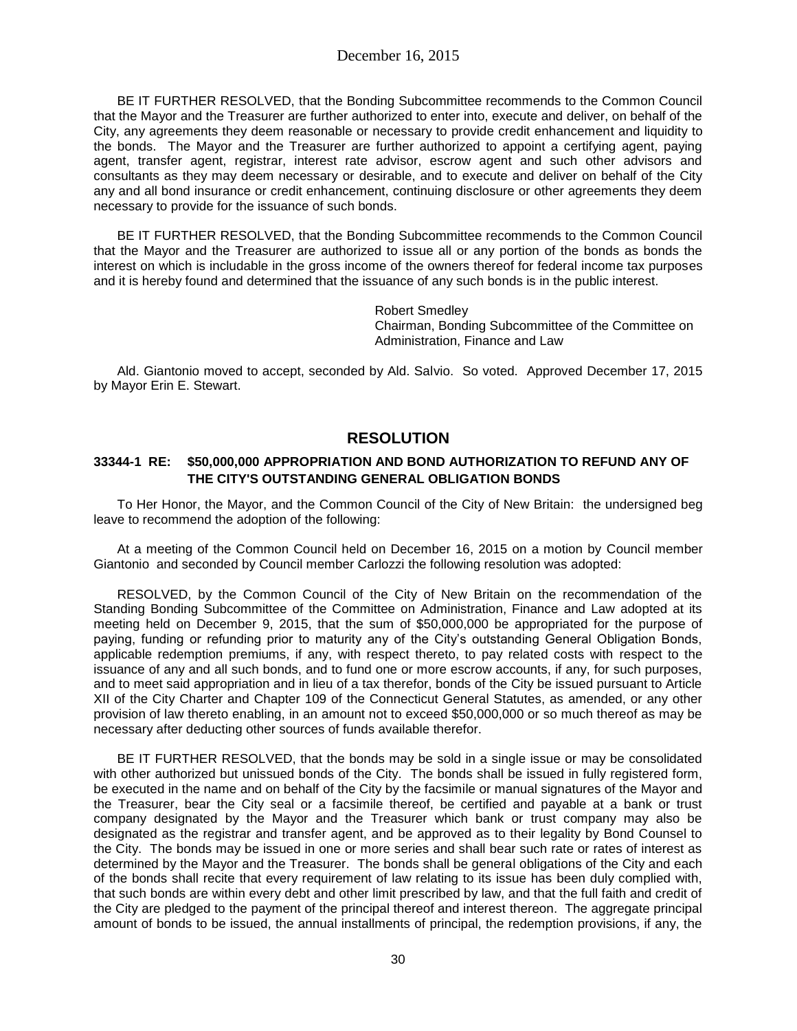BE IT FURTHER RESOLVED, that the Bonding Subcommittee recommends to the Common Council that the Mayor and the Treasurer are further authorized to enter into, execute and deliver, on behalf of the City, any agreements they deem reasonable or necessary to provide credit enhancement and liquidity to the bonds. The Mayor and the Treasurer are further authorized to appoint a certifying agent, paying agent, transfer agent, registrar, interest rate advisor, escrow agent and such other advisors and consultants as they may deem necessary or desirable, and to execute and deliver on behalf of the City any and all bond insurance or credit enhancement, continuing disclosure or other agreements they deem necessary to provide for the issuance of such bonds.

BE IT FURTHER RESOLVED, that the Bonding Subcommittee recommends to the Common Council that the Mayor and the Treasurer are authorized to issue all or any portion of the bonds as bonds the interest on which is includable in the gross income of the owners thereof for federal income tax purposes and it is hereby found and determined that the issuance of any such bonds is in the public interest.

Robert Smedley
Chairman, Bonding Subcommittee of the Committee on Administration, Finance and Law

Ald. Giantonio moved to accept, seconded by Ald. Salvio. So voted. Approved December 17, 2015 by Mayor Erin E. Stewart.

## RESOLUTION

**33344-1 RE: $50,000,000 APPROPRIATION AND BOND AUTHORIZATION TO REFUND ANY OF THE CITY'S OUTSTANDING GENERAL OBLIGATION BONDS**

To Her Honor, the Mayor, and the Common Council of the City of New Britain: the undersigned beg leave to recommend the adoption of the following:

At a meeting of the Common Council held on December 16, 2015 on a motion by Council member Giantonio and seconded by Council member Carlozzi the following resolution was adopted:

RESOLVED, by the Common Council of the City of New Britain on the recommendation of the Standing Bonding Subcommittee of the Committee on Administration, Finance and Law adopted at its meeting held on December 9, 2015, that the sum of $50,000,000 be appropriated for the purpose of paying, funding or refunding prior to maturity any of the City's outstanding General Obligation Bonds, applicable redemption premiums, if any, with respect thereto, to pay related costs with respect to the issuance of any and all such bonds, and to fund one or more escrow accounts, if any, for such purposes, and to meet said appropriation and in lieu of a tax therefor, bonds of the City be issued pursuant to Article XII of the City Charter and Chapter 109 of the Connecticut General Statutes, as amended, or any other provision of law thereto enabling, in an amount not to exceed $50,000,000 or so much thereof as may be necessary after deducting other sources of funds available therefor.

BE IT FURTHER RESOLVED, that the bonds may be sold in a single issue or may be consolidated with other authorized but unissued bonds of the City. The bonds shall be issued in fully registered form, be executed in the name and on behalf of the City by the facsimile or manual signatures of the Mayor and the Treasurer, bear the City seal or a facsimile thereof, be certified and payable at a bank or trust company designated by the Mayor and the Treasurer which bank or trust company may also be designated as the registrar and transfer agent, and be approved as to their legality by Bond Counsel to the City. The bonds may be issued in one or more series and shall bear such rate or rates of interest as determined by the Mayor and the Treasurer. The bonds shall be general obligations of the City and each of the bonds shall recite that every requirement of law relating to its issue has been duly complied with, that such bonds are within every debt and other limit prescribed by law, and that the full faith and credit of the City are pledged to the payment of the principal thereof and interest thereon. The aggregate principal amount of bonds to be issued, the annual installments of principal, the redemption provisions, if any, the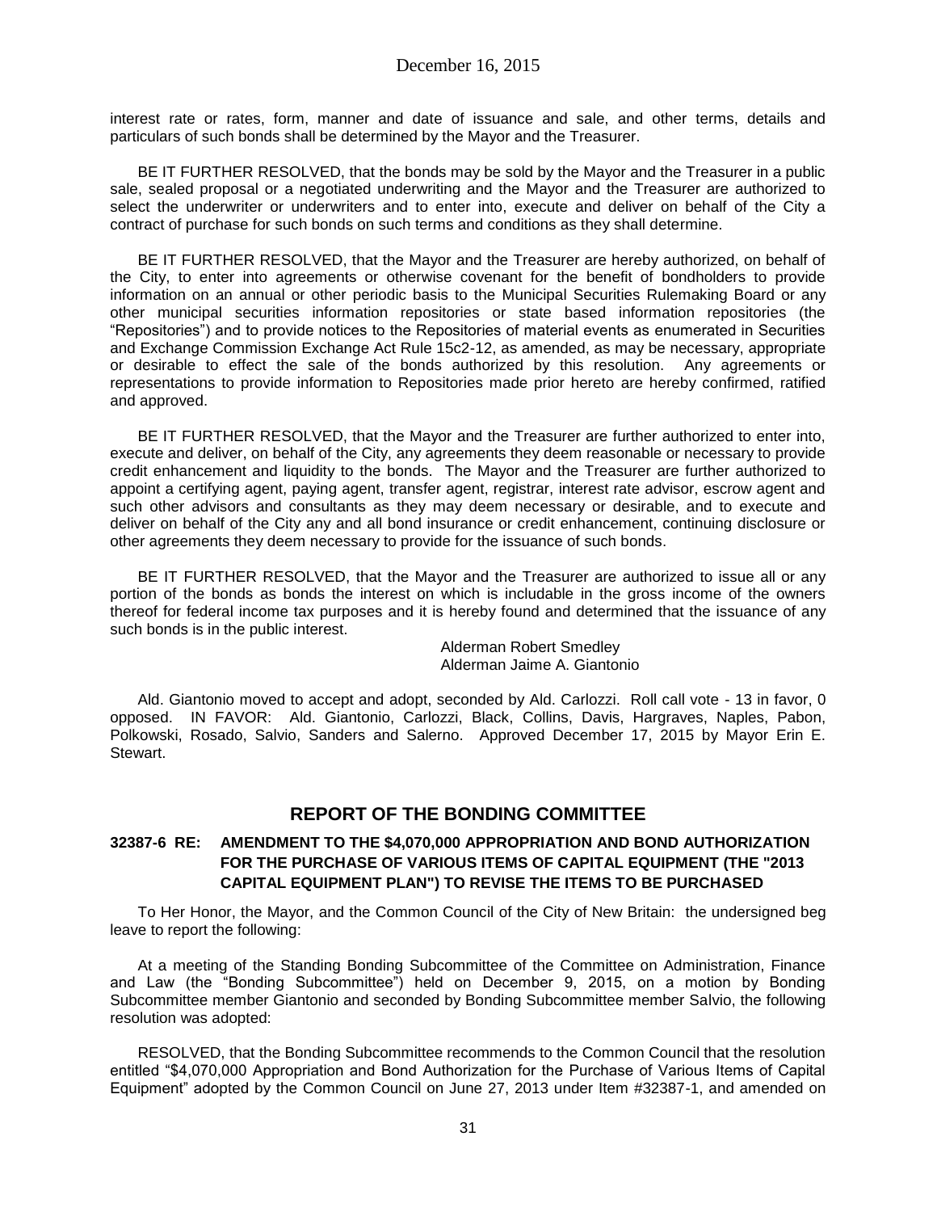interest rate or rates, form, manner and date of issuance and sale, and other terms, details and particulars of such bonds shall be determined by the Mayor and the Treasurer.

BE IT FURTHER RESOLVED, that the bonds may be sold by the Mayor and the Treasurer in a public sale, sealed proposal or a negotiated underwriting and the Mayor and the Treasurer are authorized to select the underwriter or underwriters and to enter into, execute and deliver on behalf of the City a contract of purchase for such bonds on such terms and conditions as they shall determine.

BE IT FURTHER RESOLVED, that the Mayor and the Treasurer are hereby authorized, on behalf of the City, to enter into agreements or otherwise covenant for the benefit of bondholders to provide information on an annual or other periodic basis to the Municipal Securities Rulemaking Board or any other municipal securities information repositories or state based information repositories (the "Repositories") and to provide notices to the Repositories of material events as enumerated in Securities and Exchange Commission Exchange Act Rule 15c2-12, as amended, as may be necessary, appropriate or desirable to effect the sale of the bonds authorized by this resolution. Any agreements or representations to provide information to Repositories made prior hereto are hereby confirmed, ratified and approved.

BE IT FURTHER RESOLVED, that the Mayor and the Treasurer are further authorized to enter into, execute and deliver, on behalf of the City, any agreements they deem reasonable or necessary to provide credit enhancement and liquidity to the bonds. The Mayor and the Treasurer are further authorized to appoint a certifying agent, paying agent, transfer agent, registrar, interest rate advisor, escrow agent and such other advisors and consultants as they may deem necessary or desirable, and to execute and deliver on behalf of the City any and all bond insurance or credit enhancement, continuing disclosure or other agreements they deem necessary to provide for the issuance of such bonds.

BE IT FURTHER RESOLVED, that the Mayor and the Treasurer are authorized to issue all or any portion of the bonds as bonds the interest on which is includable in the gross income of the owners thereof for federal income tax purposes and it is hereby found and determined that the issuance of any such bonds is in the public interest.

Alderman Robert Smedley
Alderman Jaime A. Giantonio

Ald. Giantonio moved to accept and adopt, seconded by Ald. Carlozzi. Roll call vote - 13 in favor, 0 opposed. IN FAVOR: Ald. Giantonio, Carlozzi, Black, Collins, Davis, Hargraves, Naples, Pabon, Polkowski, Rosado, Salvio, Sanders and Salerno. Approved December 17, 2015 by Mayor Erin E. Stewart.

## REPORT OF THE BONDING COMMITTEE

### 32387-6 RE: AMENDMENT TO THE $4,070,000 APPROPRIATION AND BOND AUTHORIZATION FOR THE PURCHASE OF VARIOUS ITEMS OF CAPITAL EQUIPMENT (THE "2013 CAPITAL EQUIPMENT PLAN") TO REVISE THE ITEMS TO BE PURCHASED

To Her Honor, the Mayor, and the Common Council of the City of New Britain: the undersigned beg leave to report the following:

At a meeting of the Standing Bonding Subcommittee of the Committee on Administration, Finance and Law (the "Bonding Subcommittee") held on December 9, 2015, on a motion by Bonding Subcommittee member Giantonio and seconded by Bonding Subcommittee member Salvio, the following resolution was adopted:

RESOLVED, that the Bonding Subcommittee recommends to the Common Council that the resolution entitled "$4,070,000 Appropriation and Bond Authorization for the Purchase of Various Items of Capital Equipment" adopted by the Common Council on June 27, 2013 under Item #32387-1, and amended on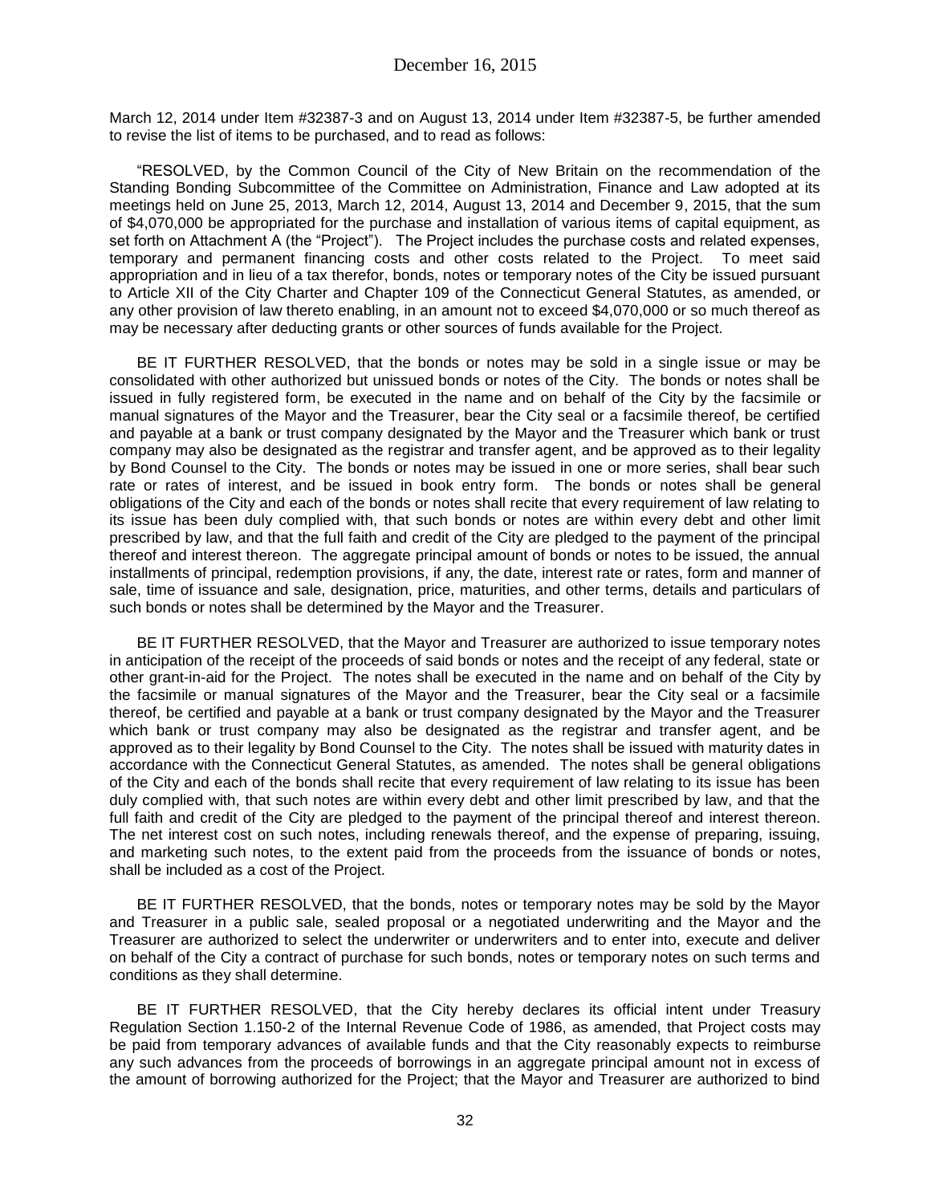March 12, 2014 under Item #32387-3 and on August 13, 2014 under Item #32387-5, be further amended to revise the list of items to be purchased, and to read as follows:

"RESOLVED, by the Common Council of the City of New Britain on the recommendation of the Standing Bonding Subcommittee of the Committee on Administration, Finance and Law adopted at its meetings held on June 25, 2013, March 12, 2014, August 13, 2014 and December 9, 2015, that the sum of $4,070,000 be appropriated for the purchase and installation of various items of capital equipment, as set forth on Attachment A (the "Project"). The Project includes the purchase costs and related expenses, temporary and permanent financing costs and other costs related to the Project. To meet said appropriation and in lieu of a tax therefor, bonds, notes or temporary notes of the City be issued pursuant to Article XII of the City Charter and Chapter 109 of the Connecticut General Statutes, as amended, or any other provision of law thereto enabling, in an amount not to exceed $4,070,000 or so much thereof as may be necessary after deducting grants or other sources of funds available for the Project.

BE IT FURTHER RESOLVED, that the bonds or notes may be sold in a single issue or may be consolidated with other authorized but unissued bonds or notes of the City. The bonds or notes shall be issued in fully registered form, be executed in the name and on behalf of the City by the facsimile or manual signatures of the Mayor and the Treasurer, bear the City seal or a facsimile thereof, be certified and payable at a bank or trust company designated by the Mayor and the Treasurer which bank or trust company may also be designated as the registrar and transfer agent, and be approved as to their legality by Bond Counsel to the City. The bonds or notes may be issued in one or more series, shall bear such rate or rates of interest, and be issued in book entry form. The bonds or notes shall be general obligations of the City and each of the bonds or notes shall recite that every requirement of law relating to its issue has been duly complied with, that such bonds or notes are within every debt and other limit prescribed by law, and that the full faith and credit of the City are pledged to the payment of the principal thereof and interest thereon. The aggregate principal amount of bonds or notes to be issued, the annual installments of principal, redemption provisions, if any, the date, interest rate or rates, form and manner of sale, time of issuance and sale, designation, price, maturities, and other terms, details and particulars of such bonds or notes shall be determined by the Mayor and the Treasurer.

BE IT FURTHER RESOLVED, that the Mayor and Treasurer are authorized to issue temporary notes in anticipation of the receipt of the proceeds of said bonds or notes and the receipt of any federal, state or other grant-in-aid for the Project. The notes shall be executed in the name and on behalf of the City by the facsimile or manual signatures of the Mayor and the Treasurer, bear the City seal or a facsimile thereof, be certified and payable at a bank or trust company designated by the Mayor and the Treasurer which bank or trust company may also be designated as the registrar and transfer agent, and be approved as to their legality by Bond Counsel to the City. The notes shall be issued with maturity dates in accordance with the Connecticut General Statutes, as amended. The notes shall be general obligations of the City and each of the bonds shall recite that every requirement of law relating to its issue has been duly complied with, that such notes are within every debt and other limit prescribed by law, and that the full faith and credit of the City are pledged to the payment of the principal thereof and interest thereon. The net interest cost on such notes, including renewals thereof, and the expense of preparing, issuing, and marketing such notes, to the extent paid from the proceeds from the issuance of bonds or notes, shall be included as a cost of the Project.

BE IT FURTHER RESOLVED, that the bonds, notes or temporary notes may be sold by the Mayor and Treasurer in a public sale, sealed proposal or a negotiated underwriting and the Mayor and the Treasurer are authorized to select the underwriter or underwriters and to enter into, execute and deliver on behalf of the City a contract of purchase for such bonds, notes or temporary notes on such terms and conditions as they shall determine.

BE IT FURTHER RESOLVED, that the City hereby declares its official intent under Treasury Regulation Section 1.150-2 of the Internal Revenue Code of 1986, as amended, that Project costs may be paid from temporary advances of available funds and that the City reasonably expects to reimburse any such advances from the proceeds of borrowings in an aggregate principal amount not in excess of the amount of borrowing authorized for the Project; that the Mayor and Treasurer are authorized to bind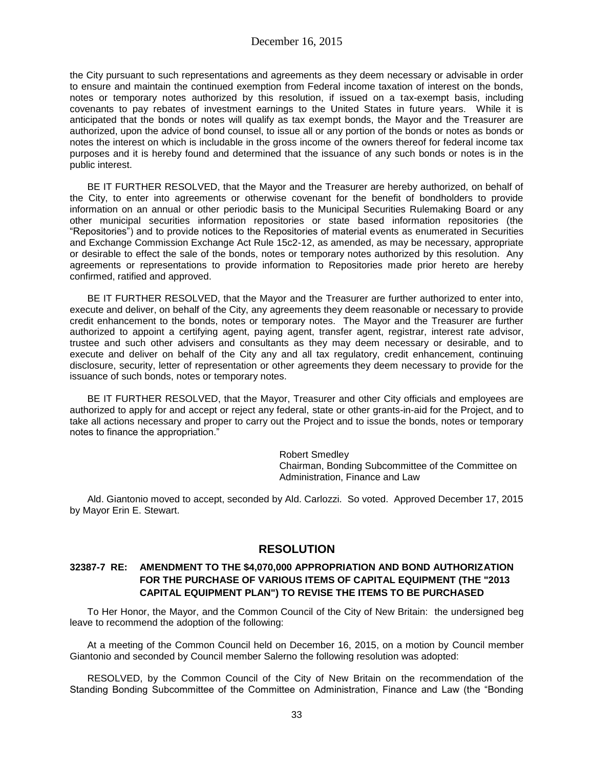the City pursuant to such representations and agreements as they deem necessary or advisable in order to ensure and maintain the continued exemption from Federal income taxation of interest on the bonds, notes or temporary notes authorized by this resolution, if issued on a tax-exempt basis, including covenants to pay rebates of investment earnings to the United States in future years. While it is anticipated that the bonds or notes will qualify as tax exempt bonds, the Mayor and the Treasurer are authorized, upon the advice of bond counsel, to issue all or any portion of the bonds or notes as bonds or notes the interest on which is includable in the gross income of the owners thereof for federal income tax purposes and it is hereby found and determined that the issuance of any such bonds or notes is in the public interest.

BE IT FURTHER RESOLVED, that the Mayor and the Treasurer are hereby authorized, on behalf of the City, to enter into agreements or otherwise covenant for the benefit of bondholders to provide information on an annual or other periodic basis to the Municipal Securities Rulemaking Board or any other municipal securities information repositories or state based information repositories (the "Repositories") and to provide notices to the Repositories of material events as enumerated in Securities and Exchange Commission Exchange Act Rule 15c2-12, as amended, as may be necessary, appropriate or desirable to effect the sale of the bonds, notes or temporary notes authorized by this resolution. Any agreements or representations to provide information to Repositories made prior hereto are hereby confirmed, ratified and approved.

BE IT FURTHER RESOLVED, that the Mayor and the Treasurer are further authorized to enter into, execute and deliver, on behalf of the City, any agreements they deem reasonable or necessary to provide credit enhancement to the bonds, notes or temporary notes. The Mayor and the Treasurer are further authorized to appoint a certifying agent, paying agent, transfer agent, registrar, interest rate advisor, trustee and such other advisers and consultants as they may deem necessary or desirable, and to execute and deliver on behalf of the City any and all tax regulatory, credit enhancement, continuing disclosure, security, letter of representation or other agreements they deem necessary to provide for the issuance of such bonds, notes or temporary notes.

BE IT FURTHER RESOLVED, that the Mayor, Treasurer and other City officials and employees are authorized to apply for and accept or reject any federal, state or other grants-in-aid for the Project, and to take all actions necessary and proper to carry out the Project and to issue the bonds, notes or temporary notes to finance the appropriation."

Robert Smedley
Chairman, Bonding Subcommittee of the Committee on Administration, Finance and Law

Ald. Giantonio moved to accept, seconded by Ald. Carlozzi. So voted. Approved December 17, 2015 by Mayor Erin E. Stewart.

## RESOLUTION

### 32387-7 RE: AMENDMENT TO THE $4,070,000 APPROPRIATION AND BOND AUTHORIZATION FOR THE PURCHASE OF VARIOUS ITEMS OF CAPITAL EQUIPMENT (THE "2013 CAPITAL EQUIPMENT PLAN") TO REVISE THE ITEMS TO BE PURCHASED

To Her Honor, the Mayor, and the Common Council of the City of New Britain: the undersigned beg leave to recommend the adoption of the following:

At a meeting of the Common Council held on December 16, 2015, on a motion by Council member Giantonio and seconded by Council member Salerno the following resolution was adopted:

RESOLVED, by the Common Council of the City of New Britain on the recommendation of the Standing Bonding Subcommittee of the Committee on Administration, Finance and Law (the "Bonding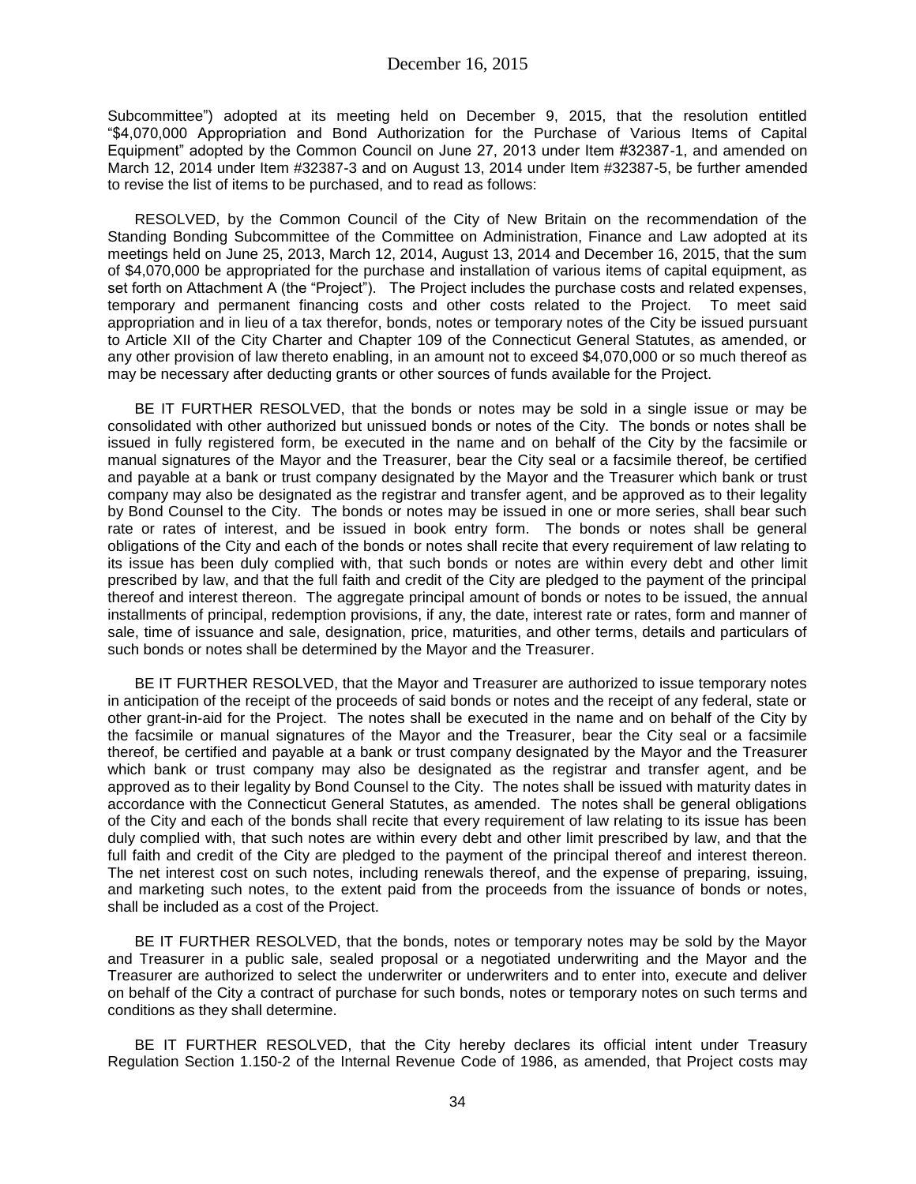Subcommittee") adopted at its meeting held on December 9, 2015, that the resolution entitled "$4,070,000 Appropriation and Bond Authorization for the Purchase of Various Items of Capital Equipment" adopted by the Common Council on June 27, 2013 under Item #32387-1, and amended on March 12, 2014 under Item #32387-3 and on August 13, 2014 under Item #32387-5, be further amended to revise the list of items to be purchased, and to read as follows:

RESOLVED, by the Common Council of the City of New Britain on the recommendation of the Standing Bonding Subcommittee of the Committee on Administration, Finance and Law adopted at its meetings held on June 25, 2013, March 12, 2014, August 13, 2014 and December 16, 2015, that the sum of $4,070,000 be appropriated for the purchase and installation of various items of capital equipment, as set forth on Attachment A (the "Project"). The Project includes the purchase costs and related expenses, temporary and permanent financing costs and other costs related to the Project. To meet said appropriation and in lieu of a tax therefor, bonds, notes or temporary notes of the City be issued pursuant to Article XII of the City Charter and Chapter 109 of the Connecticut General Statutes, as amended, or any other provision of law thereto enabling, in an amount not to exceed $4,070,000 or so much thereof as may be necessary after deducting grants or other sources of funds available for the Project.

BE IT FURTHER RESOLVED, that the bonds or notes may be sold in a single issue or may be consolidated with other authorized but unissued bonds or notes of the City. The bonds or notes shall be issued in fully registered form, be executed in the name and on behalf of the City by the facsimile or manual signatures of the Mayor and the Treasurer, bear the City seal or a facsimile thereof, be certified and payable at a bank or trust company designated by the Mayor and the Treasurer which bank or trust company may also be designated as the registrar and transfer agent, and be approved as to their legality by Bond Counsel to the City. The bonds or notes may be issued in one or more series, shall bear such rate or rates of interest, and be issued in book entry form. The bonds or notes shall be general obligations of the City and each of the bonds or notes shall recite that every requirement of law relating to its issue has been duly complied with, that such bonds or notes are within every debt and other limit prescribed by law, and that the full faith and credit of the City are pledged to the payment of the principal thereof and interest thereon. The aggregate principal amount of bonds or notes to be issued, the annual installments of principal, redemption provisions, if any, the date, interest rate or rates, form and manner of sale, time of issuance and sale, designation, price, maturities, and other terms, details and particulars of such bonds or notes shall be determined by the Mayor and the Treasurer.

BE IT FURTHER RESOLVED, that the Mayor and Treasurer are authorized to issue temporary notes in anticipation of the receipt of the proceeds of said bonds or notes and the receipt of any federal, state or other grant-in-aid for the Project. The notes shall be executed in the name and on behalf of the City by the facsimile or manual signatures of the Mayor and the Treasurer, bear the City seal or a facsimile thereof, be certified and payable at a bank or trust company designated by the Mayor and the Treasurer which bank or trust company may also be designated as the registrar and transfer agent, and be approved as to their legality by Bond Counsel to the City. The notes shall be issued with maturity dates in accordance with the Connecticut General Statutes, as amended. The notes shall be general obligations of the City and each of the bonds shall recite that every requirement of law relating to its issue has been duly complied with, that such notes are within every debt and other limit prescribed by law, and that the full faith and credit of the City are pledged to the payment of the principal thereof and interest thereon. The net interest cost on such notes, including renewals thereof, and the expense of preparing, issuing, and marketing such notes, to the extent paid from the proceeds from the issuance of bonds or notes, shall be included as a cost of the Project.

BE IT FURTHER RESOLVED, that the bonds, notes or temporary notes may be sold by the Mayor and Treasurer in a public sale, sealed proposal or a negotiated underwriting and the Mayor and the Treasurer are authorized to select the underwriter or underwriters and to enter into, execute and deliver on behalf of the City a contract of purchase for such bonds, notes or temporary notes on such terms and conditions as they shall determine.

BE IT FURTHER RESOLVED, that the City hereby declares its official intent under Treasury Regulation Section 1.150-2 of the Internal Revenue Code of 1986, as amended, that Project costs may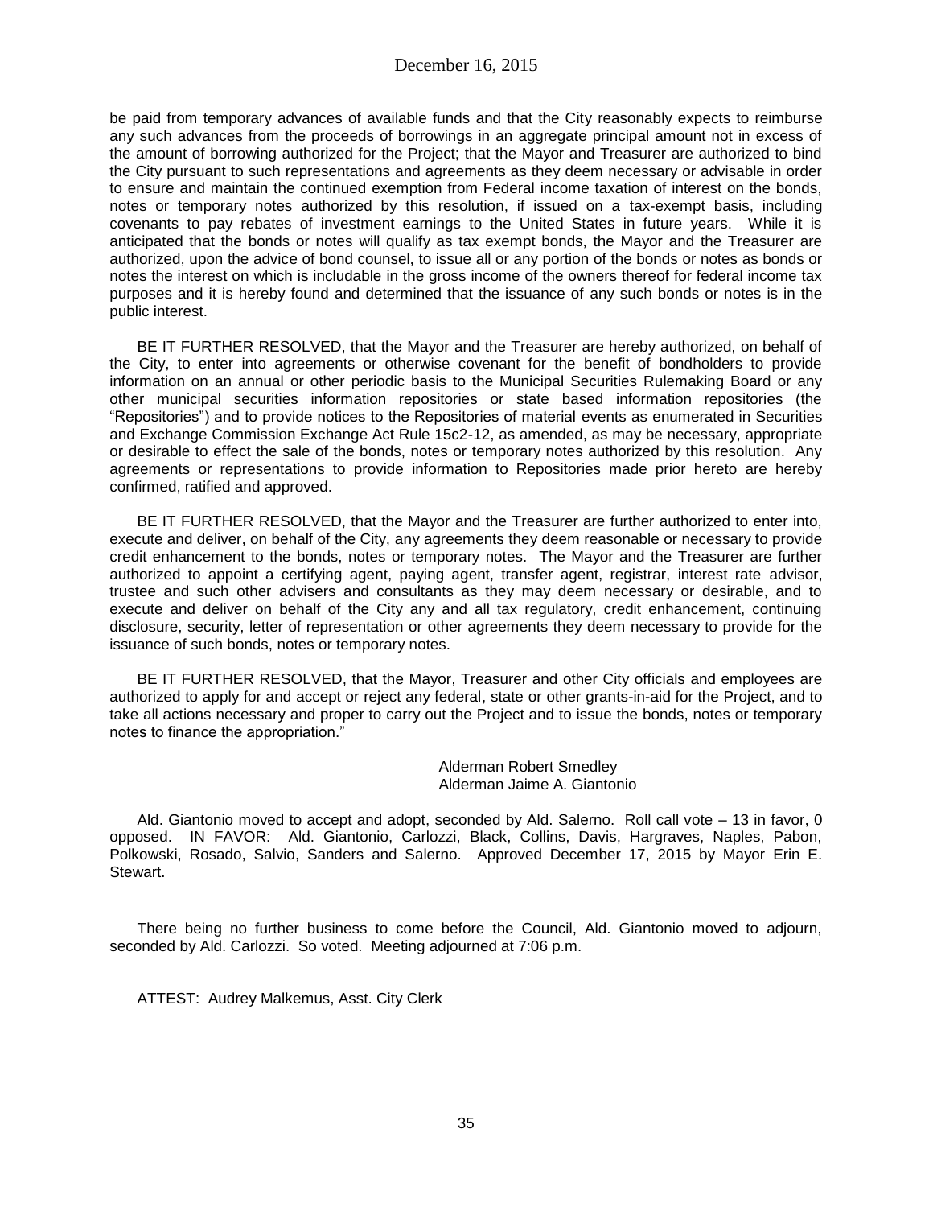be paid from temporary advances of available funds and that the City reasonably expects to reimburse any such advances from the proceeds of borrowings in an aggregate principal amount not in excess of the amount of borrowing authorized for the Project; that the Mayor and Treasurer are authorized to bind the City pursuant to such representations and agreements as they deem necessary or advisable in order to ensure and maintain the continued exemption from Federal income taxation of interest on the bonds, notes or temporary notes authorized by this resolution, if issued on a tax-exempt basis, including covenants to pay rebates of investment earnings to the United States in future years. While it is anticipated that the bonds or notes will qualify as tax exempt bonds, the Mayor and the Treasurer are authorized, upon the advice of bond counsel, to issue all or any portion of the bonds or notes as bonds or notes the interest on which is includable in the gross income of the owners thereof for federal income tax purposes and it is hereby found and determined that the issuance of any such bonds or notes is in the public interest.

BE IT FURTHER RESOLVED, that the Mayor and the Treasurer are hereby authorized, on behalf of the City, to enter into agreements or otherwise covenant for the benefit of bondholders to provide information on an annual or other periodic basis to the Municipal Securities Rulemaking Board or any other municipal securities information repositories or state based information repositories (the "Repositories") and to provide notices to the Repositories of material events as enumerated in Securities and Exchange Commission Exchange Act Rule 15c2-12, as amended, as may be necessary, appropriate or desirable to effect the sale of the bonds, notes or temporary notes authorized by this resolution. Any agreements or representations to provide information to Repositories made prior hereto are hereby confirmed, ratified and approved.

BE IT FURTHER RESOLVED, that the Mayor and the Treasurer are further authorized to enter into, execute and deliver, on behalf of the City, any agreements they deem reasonable or necessary to provide credit enhancement to the bonds, notes or temporary notes. The Mayor and the Treasurer are further authorized to appoint a certifying agent, paying agent, transfer agent, registrar, interest rate advisor, trustee and such other advisers and consultants as they may deem necessary or desirable, and to execute and deliver on behalf of the City any and all tax regulatory, credit enhancement, continuing disclosure, security, letter of representation or other agreements they deem necessary to provide for the issuance of such bonds, notes or temporary notes.

BE IT FURTHER RESOLVED, that the Mayor, Treasurer and other City officials and employees are authorized to apply for and accept or reject any federal, state or other grants-in-aid for the Project, and to take all actions necessary and proper to carry out the Project and to issue the bonds, notes or temporary notes to finance the appropriation."

Alderman Robert Smedley
Alderman Jaime A. Giantonio

Ald. Giantonio moved to accept and adopt, seconded by Ald. Salerno. Roll call vote – 13 in favor, 0 opposed. IN FAVOR: Ald. Giantonio, Carlozzi, Black, Collins, Davis, Hargraves, Naples, Pabon, Polkowski, Rosado, Salvio, Sanders and Salerno. Approved December 17, 2015 by Mayor Erin E. Stewart.

There being no further business to come before the Council, Ald. Giantonio moved to adjourn, seconded by Ald. Carlozzi. So voted. Meeting adjourned at 7:06 p.m.

ATTEST: Audrey Malkemus, Asst. City Clerk